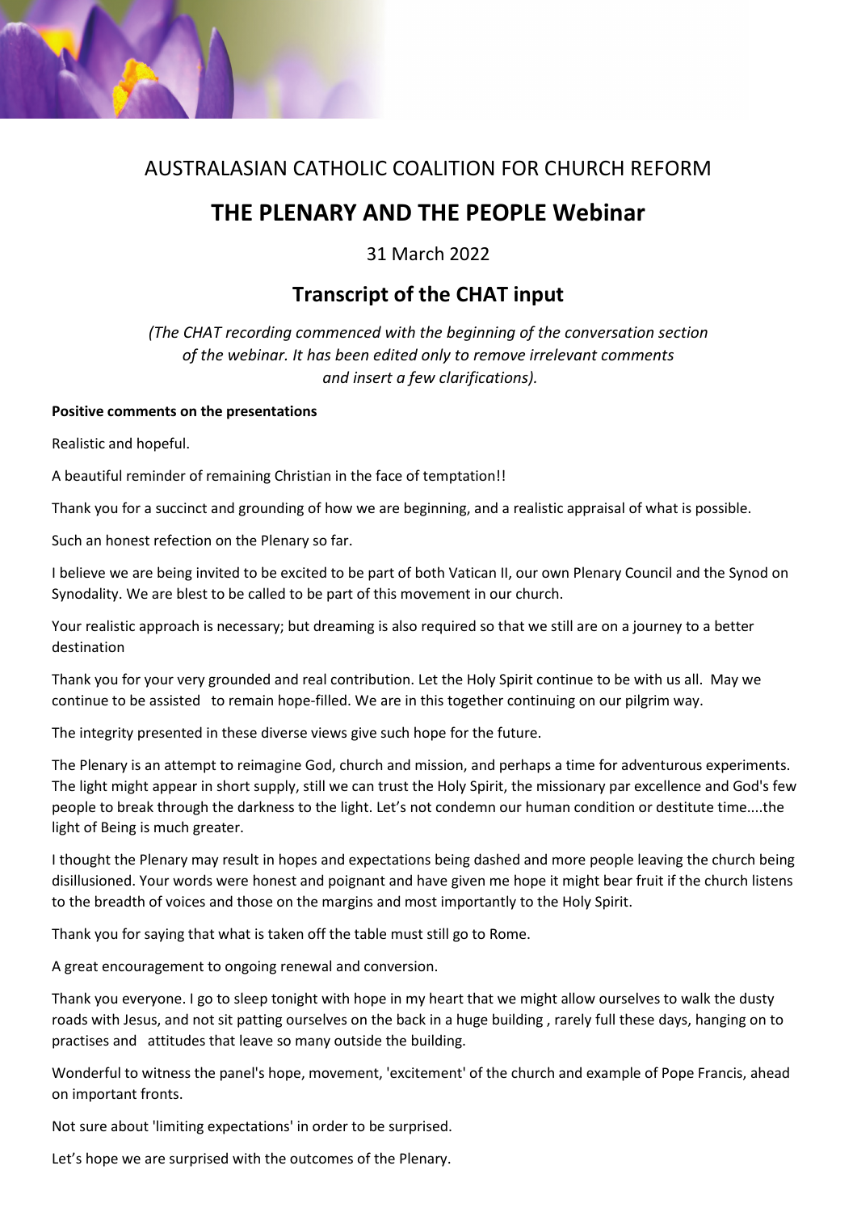AUSTRALASIAN CATHOLIC COALITION FOR CHURCH REFORM

# THE PLENARY AND THE PEOPLE Webinar

31 March 2022

## Transcript of the CHAT input

*(The CHAT recording commenced with the beginning of the conversation section of the webinar. It has been edited only to remove irrelevant comments and insert a few clarifications).*

**Positive comments on the presentations**

Realistic and hopeful.

A beautiful reminder of remaining Christian in the face of temptation!!

Thank you for a succinct and grounding of how we are beginning, and a realistic appraisal of what is possible.

Such an honest refection on the Plenary so far.

I believe we are being invited to be excited to be part of both Vatican II, our own Plenary Council and the Synod on Synodality. We are blest to be called to be part of this movement in our church.

Your realistic approach is necessary; but dreaming is also required so that we still are on a journey to a better destination

Thank you for your very grounded and real contribution. Let the Holy Spirit continue to be with us all. May we continue to be assisted to remain hope-filled. We are in this together continuing on our pilgrim way.

The integrity presented in these diverse views give such hope for the future.

The Plenary is an attempt to reimagine God, church and mission, and perhaps a time for adventurous experiments. The light might appear in short supply, still we can trust the Holy Spirit, the missionary par excellence and God's few people to break through the darkness to the light. Let's not condemn our human condition or destitute time....the light of Being is much greater.

I thought the Plenary may result in hopes and expectations being dashed and more people leaving the church being disillusioned. Your words were honest and poignant and have given me hope it might bear fruit if the church listens to the breadth of voices and those on the margins and most importantly to the Holy Spirit.

Thank you for saying that what is taken off the table must still go to Rome.

A great encouragement to ongoing renewal and conversion.

Thank you everyone. I go to sleep tonight with hope in my heart that we might allow ourselves to walk the dusty roads with Jesus, and not sit patting ourselves on the back in a huge building , rarely full these days, hanging on to practises and attitudes that leave so many outside the building.

Wonderful to witness the panel's hope, movement, 'excitement' of the church and example of Pope Francis, ahead on important fronts.

Not sure about 'limiting expectations' in order to be surprised.

Let's hope we are surprised with the outcomes of the Plenary.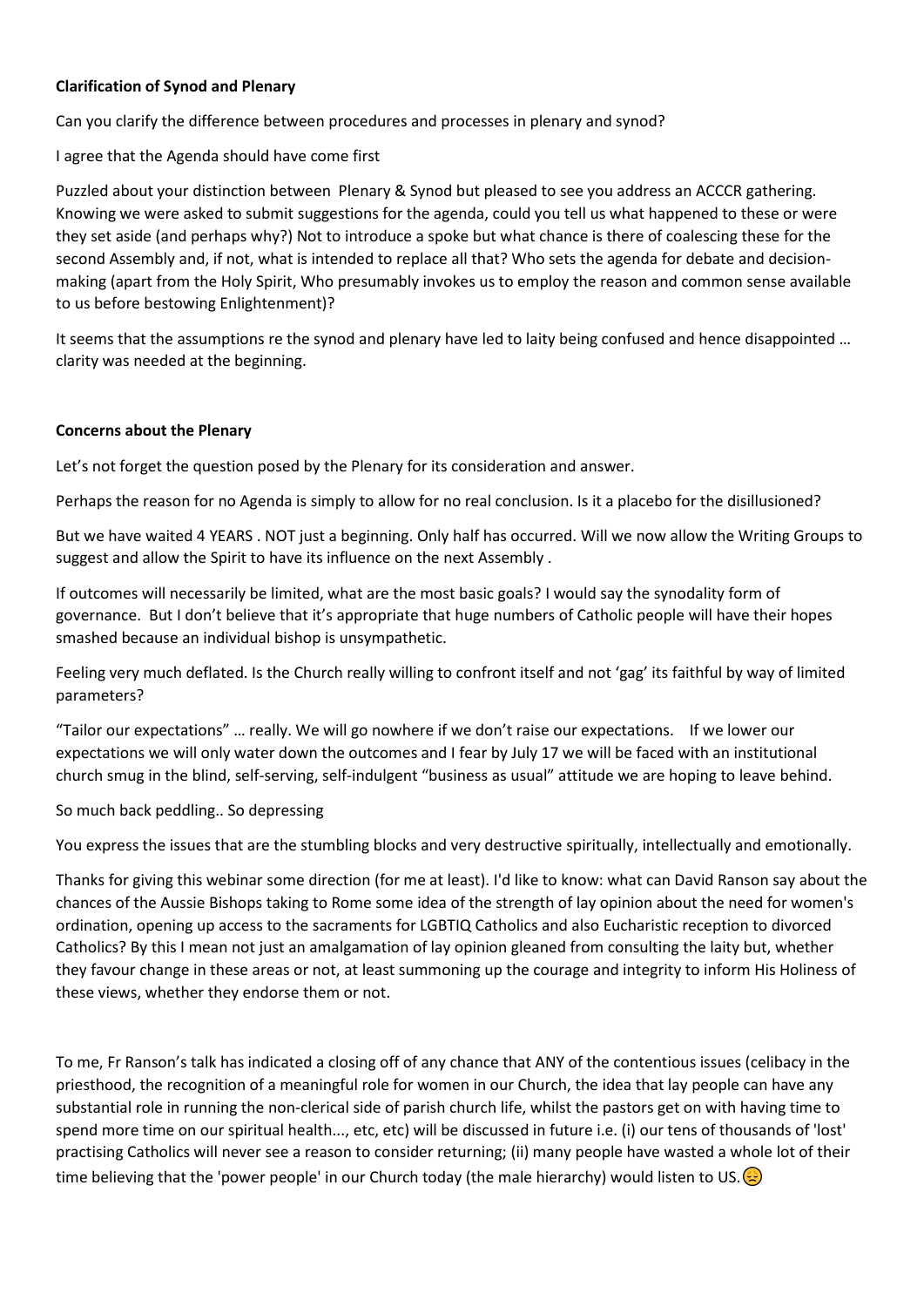**Clarification of Synod and Plenary**

Can you clarify the difference between procedures and processes in plenary and synod?

I agree that the Agenda should have come first

Puzzled about your distinction between Plenary & Synod but pleased to see you address an ACCCR gathering. Knowing we were asked to submit suggestions for the agenda, could you tell us what happened to these or were they set aside (and perhaps why?) Not to introduce a spoke but what chance is there of coalescing these for the second Assembly and, if not, what is intended to replace all that? Who sets the agenda for debate and decision-making (apart from the Holy Spirit, Who presumably invokes us to employ the reason and common sense available to us before bestowing Enlightenment)?

It seems that the assumptions re the synod and plenary have led to laity being confused and hence disappointed … clarity was needed at the beginning.

**Concerns about the Plenary**

Let's not forget the question posed by the Plenary for its consideration and answer.

Perhaps the reason for no Agenda is simply to allow for no real conclusion. Is it a placebo for the disillusioned?

But we have waited 4 YEARS . NOT just a beginning. Only half has occurred. Will we now allow the Writing Groups to suggest and allow the Spirit to have its influence on the next Assembly .

If outcomes will necessarily be limited, what are the most basic goals? I would say the synodality form of governance. But I don't believe that it's appropriate that huge numbers of Catholic people will have their hopes smashed because an individual bishop is unsympathetic.

Feeling very much deflated. Is the Church really willing to confront itself and not 'gag' its faithful by way of limited parameters?

"Tailor our expectations" … really. We will go nowhere if we don't raise our expectations. If we lower our expectations we will only water down the outcomes and I fear by July 17 we will be faced with an institutional church smug in the blind, self-serving, self-indulgent "business as usual" attitude we are hoping to leave behind.

So much back peddling.. So depressing

You express the issues that are the stumbling blocks and very destructive spiritually, intellectually and emotionally.

Thanks for giving this webinar some direction (for me at least). I'd like to know: what can David Ranson say about the chances of the Aussie Bishops taking to Rome some idea of the strength of lay opinion about the need for women's ordination, opening up access to the sacraments for LGBTIQ Catholics and also Eucharistic reception to divorced Catholics? By this I mean not just an amalgamation of lay opinion gleaned from consulting the laity but, whether they favour change in these areas or not, at least summoning up the courage and integrity to inform His Holiness of these views, whether they endorse them or not.

To me, Fr Ranson's talk has indicated a closing off of any chance that ANY of the contentious issues (celibacy in the priesthood, the recognition of a meaningful role for women in our Church, the idea that lay people can have any substantial role in running the non-clerical side of parish church life, whilst the pastors get on with having time to spend more time on our spiritual health..., etc, etc) will be discussed in future i.e. (i) our tens of thousands of 'lost' practising Catholics will never see a reason to consider returning; (ii) many people have wasted a whole lot of their time believing that the 'power people' in our Church today (the male hierarchy) would listen to US.😔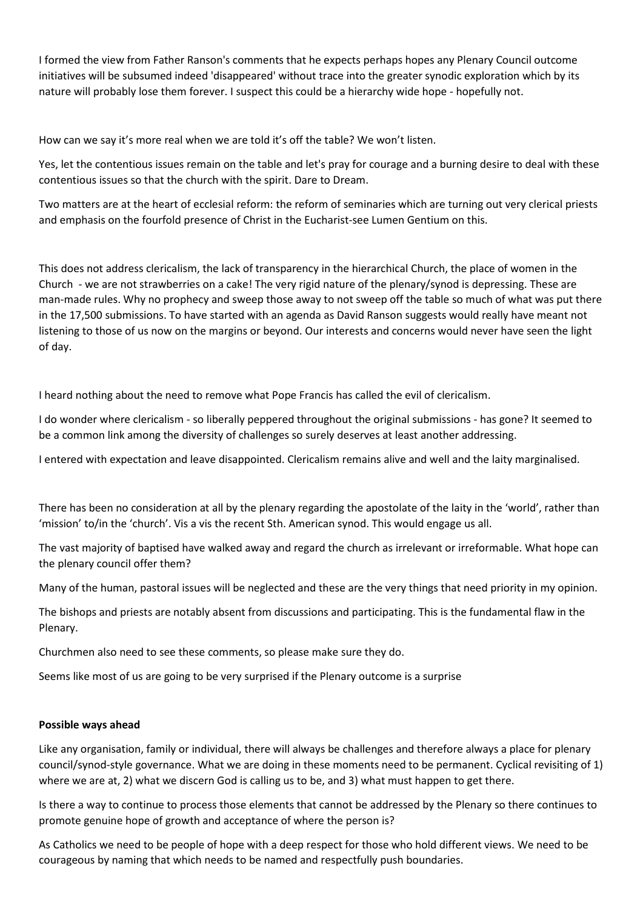I formed the view from Father Ranson's comments that he expects perhaps hopes any Plenary Council outcome initiatives will be subsumed indeed 'disappeared' without trace into the greater synodic exploration which by its nature will probably lose them forever. I suspect this could be a hierarchy wide hope - hopefully not.

How can we say it's more real when we are told it's off the table? We won't listen.

Yes, let the contentious issues remain on the table and let's pray for courage and a burning desire to deal with these contentious issues so that the church with the spirit. Dare to Dream.

Two matters are at the heart of ecclesial reform: the reform of seminaries which are turning out very clerical priests and emphasis on the fourfold presence of Christ in the Eucharist-see Lumen Gentium on this.

This does not address clericalism, the lack of transparency in the hierarchical Church, the place of women in the Church - we are not strawberries on a cake! The very rigid nature of the plenary/synod is depressing. These are man-made rules. Why no prophecy and sweep those away to not sweep off the table so much of what was put there in the 17,500 submissions. To have started with an agenda as David Ranson suggests would really have meant not listening to those of us now on the margins or beyond. Our interests and concerns would never have seen the light of day.

I heard nothing about the need to remove what Pope Francis has called the evil of clericalism.

I do wonder where clericalism - so liberally peppered throughout the original submissions - has gone? It seemed to be a common link among the diversity of challenges so surely deserves at least another addressing.

I entered with expectation and leave disappointed. Clericalism remains alive and well and the laity marginalised.

There has been no consideration at all by the plenary regarding the apostolate of the laity in the 'world', rather than 'mission' to/in the 'church'. Vis a vis the recent Sth. American synod. This would engage us all.

The vast majority of baptised have walked away and regard the church as irrelevant or irreformable. What hope can the plenary council offer them?

Many of the human, pastoral issues will be neglected and these are the very things that need priority in my opinion.

The bishops and priests are notably absent from discussions and participating. This is the fundamental flaw in the Plenary.

Churchmen also need to see these comments, so please make sure they do.

Seems like most of us are going to be very surprised if the Plenary outcome is a surprise

**Possible ways ahead**

Like any organisation, family or individual, there will always be challenges and therefore always a place for plenary council/synod-style governance. What we are doing in these moments need to be permanent. Cyclical revisiting of 1) where we are at, 2) what we discern God is calling us to be, and 3) what must happen to get there.

Is there a way to continue to process those elements that cannot be addressed by the Plenary so there continues to promote genuine hope of growth and acceptance of where the person is?

As Catholics we need to be people of hope with a deep respect for those who hold different views. We need to be courageous by naming that which needs to be named and respectfully push boundaries.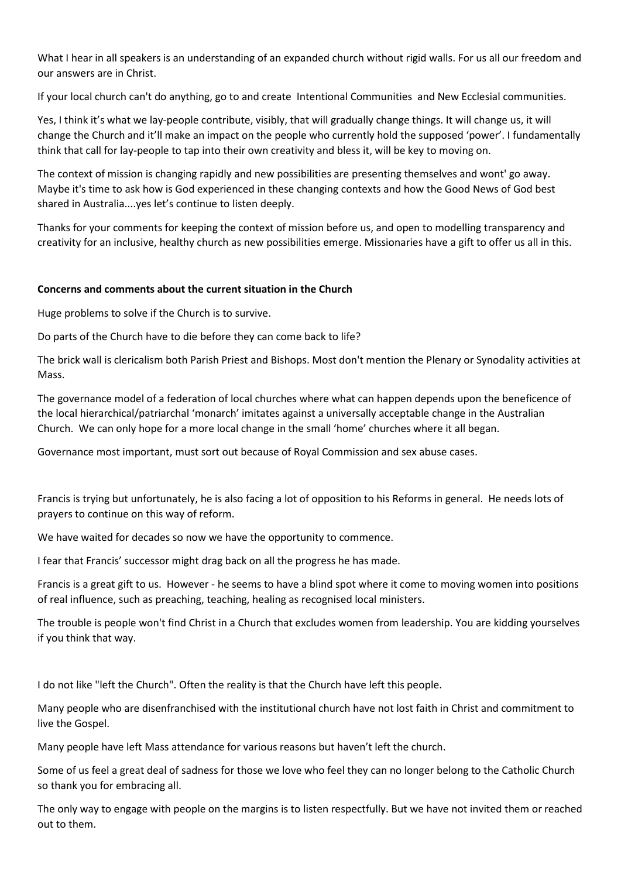What I hear in all speakers is an understanding of an expanded church without rigid walls. For us all our freedom and our answers are in Christ.

If your local church can't do anything, go to and create  Intentional Communities  and New Ecclesial communities.

Yes, I think it's what we lay-people contribute, visibly, that will gradually change things. It will change us, it will change the Church and it'll make an impact on the people who currently hold the supposed 'power'. I fundamentally think that call for lay-people to tap into their own creativity and bless it, will be key to moving on.

The context of mission is changing rapidly and new possibilities are presenting themselves and wont' go away. Maybe it's time to ask how is God experienced in these changing contexts and how the Good News of God best shared in Australia....yes let's continue to listen deeply.

Thanks for your comments for keeping the context of mission before us, and open to modelling transparency and creativity for an inclusive, healthy church as new possibilities emerge. Missionaries have a gift to offer us all in this.

**Concerns and comments about the current situation in the Church**

Huge problems to solve if the Church is to survive.

Do parts of the Church have to die before they can come back to life?

The brick wall is clericalism both Parish Priest and Bishops. Most don't mention the Plenary or Synodality activities at Mass.

The governance model of a federation of local churches where what can happen depends upon the beneficence of the local hierarchical/patriarchal 'monarch' imitates against a universally acceptable change in the Australian Church.  We can only hope for a more local change in the small 'home' churches where it all began.

Governance most important, must sort out because of Royal Commission and sex abuse cases.

Francis is trying but unfortunately, he is also facing a lot of opposition to his Reforms in general.  He needs lots of prayers to continue on this way of reform.

We have waited for decades so now we have the opportunity to commence.

I fear that Francis' successor might drag back on all the progress he has made.

Francis is a great gift to us.  However - he seems to have a blind spot where it come to moving women into positions of real influence, such as preaching, teaching, healing as recognised local ministers.

The trouble is people won't find Christ in a Church that excludes women from leadership. You are kidding yourselves if you think that way.

I do not like "left the Church". Often the reality is that the Church have left this people.

Many people who are disenfranchised with the institutional church have not lost faith in Christ and commitment to live the Gospel.

Many people have left Mass attendance for various reasons but haven't left the church.

Some of us feel a great deal of sadness for those we love who feel they can no longer belong to the Catholic Church so thank you for embracing all.

The only way to engage with people on the margins is to listen respectfully. But we have not invited them or reached out to them.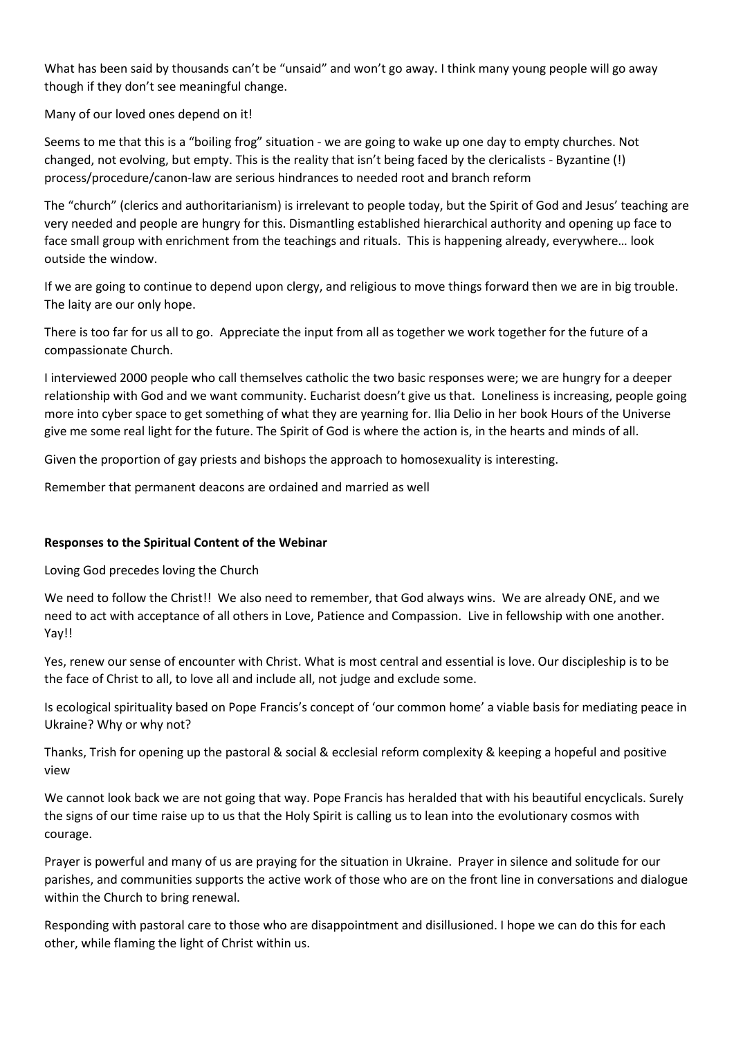What has been said by thousands can't be "unsaid" and won't go away. I think many young people will go away though if they don't see meaningful change.

Many of our loved ones depend on it!

Seems to me that this is a "boiling frog" situation - we are going to wake up one day to empty churches. Not changed, not evolving, but empty. This is the reality that isn't being faced by the clericalists - Byzantine (!) process/procedure/canon-law are serious hindrances to needed root and branch reform

The "church" (clerics and authoritarianism) is irrelevant to people today, but the Spirit of God and Jesus' teaching are very needed and people are hungry for this. Dismantling established hierarchical authority and opening up face to face small group with enrichment from the teachings and rituals. This is happening already, everywhere… look outside the window.

If we are going to continue to depend upon clergy, and religious to move things forward then we are in big trouble. The laity are our only hope.

There is too far for us all to go. Appreciate the input from all as together we work together for the future of a compassionate Church.

I interviewed 2000 people who call themselves catholic the two basic responses were; we are hungry for a deeper relationship with God and we want community. Eucharist doesn't give us that. Loneliness is increasing, people going more into cyber space to get something of what they are yearning for. Ilia Delio in her book Hours of the Universe give me some real light for the future. The Spirit of God is where the action is, in the hearts and minds of all.

Given the proportion of gay priests and bishops the approach to homosexuality is interesting.

Remember that permanent deacons are ordained and married as well

**Responses to the Spiritual Content of the Webinar**

Loving God precedes loving the Church

We need to follow the Christ!! We also need to remember, that God always wins. We are already ONE, and we need to act with acceptance of all others in Love, Patience and Compassion. Live in fellowship with one another. Yay!!

Yes, renew our sense of encounter with Christ. What is most central and essential is love. Our discipleship is to be the face of Christ to all, to love all and include all, not judge and exclude some.

Is ecological spirituality based on Pope Francis's concept of 'our common home' a viable basis for mediating peace in Ukraine? Why or why not?

Thanks, Trish for opening up the pastoral & social & ecclesial reform complexity & keeping a hopeful and positive view

We cannot look back we are not going that way. Pope Francis has heralded that with his beautiful encyclicals. Surely the signs of our time raise up to us that the Holy Spirit is calling us to lean into the evolutionary cosmos with courage.

Prayer is powerful and many of us are praying for the situation in Ukraine. Prayer in silence and solitude for our parishes, and communities supports the active work of those who are on the front line in conversations and dialogue within the Church to bring renewal.

Responding with pastoral care to those who are disappointment and disillusioned. I hope we can do this for each other, while flaming the light of Christ within us.